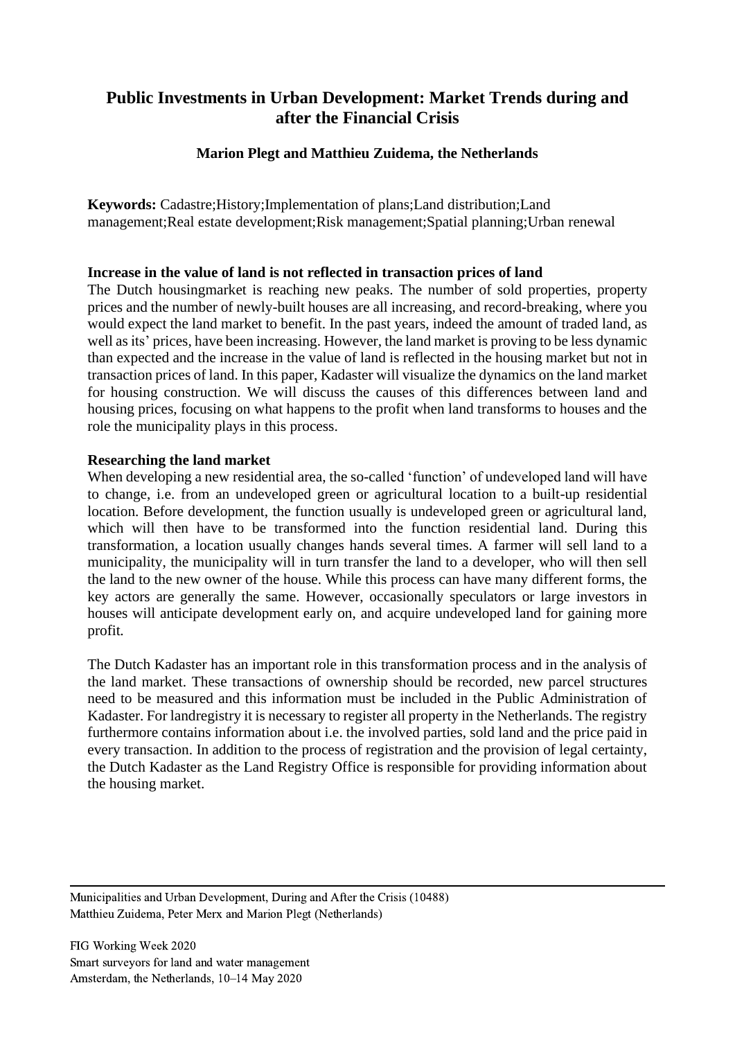# Public Investments in Urban Development: Market Trends during and after the Financial Crisis

**Marion Plegt and Matthieu Zuidema, the Netherlands**

**Keywords:** Cadastre;History;Implementation of plans;Land distribution;Land management;Real estate development;Risk management;Spatial planning;Urban renewal

## Increase in the value of land is not reflected in transaction prices of land

The Dutch housingmarket is reaching new peaks. The number of sold properties, property prices and the number of newly-built houses are all increasing, and record-breaking, where you would expect the land market to benefit. In the past years, indeed the amount of traded land, as well as its' prices, have been increasing. However, the land market is proving to be less dynamic than expected and the increase in the value of land is reflected in the housing market but not in transaction prices of land. In this paper, Kadaster will visualize the dynamics on the land market for housing construction. We will discuss the causes of this differences between land and housing prices, focusing on what happens to the profit when land transforms to houses and the role the municipality plays in this process.

## Researching the land market

When developing a new residential area, the so-called 'function' of undeveloped land will have to change, i.e. from an undeveloped green or agricultural location to a built-up residential location. Before development, the function usually is undeveloped green or agricultural land, which will then have to be transformed into the function residential land. During this transformation, a location usually changes hands several times. A farmer will sell land to a municipality, the municipality will in turn transfer the land to a developer, who will then sell the land to the new owner of the house. While this process can have many different forms, the key actors are generally the same. However, occasionally speculators or large investors in houses will anticipate development early on, and acquire undeveloped land for gaining more profit.

The Dutch Kadaster has an important role in this transformation process and in the analysis of the land market. These transactions of ownership should be recorded, new parcel structures need to be measured and this information must be included in the Public Administration of Kadaster. For landregistry it is necessary to register all property in the Netherlands. The registry furthermore contains information about i.e. the involved parties, sold land and the price paid in every transaction. In addition to the process of registration and the provision of legal certainty, the Dutch Kadaster as the Land Registry Office is responsible for providing information about the housing market.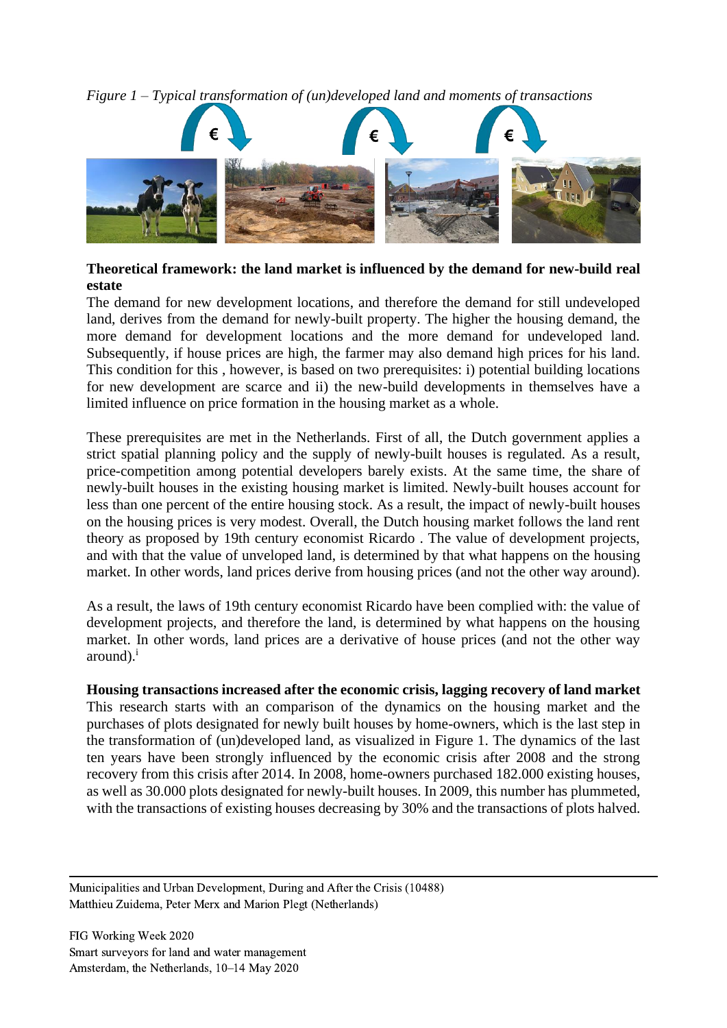*Figure 1 – Typical transformation of (un)developed land and moments of transactions*

**Theoretical framework: the land market is influenced by the demand for new-build real estate**

The demand for new development locations, and therefore the demand for still undeveloped land, derives from the demand for newly-built property. The higher the housing demand, the more demand for development locations and the more demand for undeveloped land. Subsequently, if house prices are high, the farmer may also demand high prices for his land. This condition for this , however, is based on two prerequisites: i) potential building locations for new development are scarce and ii) the new-build developments in themselves have a limited influence on price formation in the housing market as a whole.

These prerequisites are met in the Netherlands. First of all, the Dutch government applies a strict spatial planning policy and the supply of newly-built houses is regulated. As a result, price-competition among potential developers barely exists. At the same time, the share of newly-built houses in the existing housing market is limited. Newly-built houses account for less than one percent of the entire housing stock. As a result, the impact of newly-built houses on the housing prices is very modest. Overall, the Dutch housing market follows the land rent theory as proposed by 19th century economist Ricardo . The value of development projects, and with that the value of unveloped land, is determined by that what happens on the housing market. In other words, land prices derive from housing prices (and not the other way around).

As a result, the laws of 19th century economist Ricardo have been complied with: the value of development projects, and therefore the land, is determined by what happens on the housing market. In other words, land prices are a derivative of house prices (and not the other way around).[i]

**Housing transactions increased after the economic crisis, lagging recovery of land market**

This research starts with an comparison of the dynamics on the housing market and the purchases of plots designated for newly built houses by home-owners, which is the last step in the transformation of (un)developed land, as visualized in Figure 1. The dynamics of the last ten years have been strongly influenced by the economic crisis after 2008 and the strong recovery from this crisis after 2014. In 2008, home-owners purchased 182.000 existing houses, as well as 30.000 plots designated for newly-built houses. In 2009, this number has plummeted, with the transactions of existing houses decreasing by 30% and the transactions of plots halved.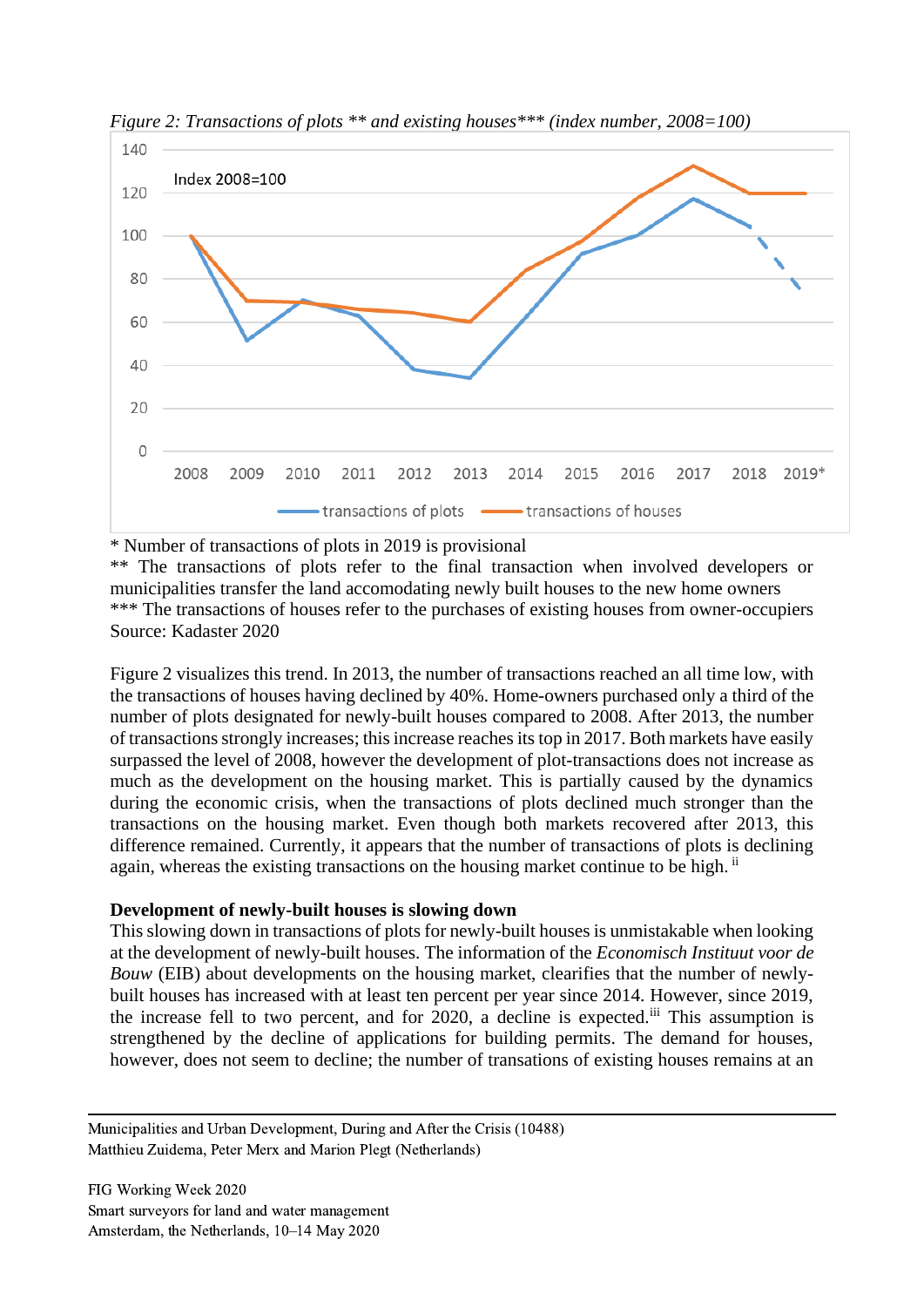*Figure 2: Transactions of plots \*\* and existing houses\*\*\* (index number, 2008=100)*

\* Number of transactions of plots in 2019 is provisional

\*\* The transactions of plots refer to the final transaction when involved developers or municipalities transfer the land accomodating newly built houses to the new home owners

\*\*\* The transactions of houses refer to the purchases of existing houses from owner-occupiers

Source: Kadaster 2020

Figure 2 visualizes this trend. In 2013, the number of transactions reached an all time low, with the transactions of houses having declined by 40%. Home-owners purchased only a third of the number of plots designated for newly-built houses compared to 2008. After 2013, the number of transactions strongly increases; this increase reaches its top in 2017. Both markets have easily surpassed the level of 2008, however the development of plot-transactions does not increase as much as the development on the housing market. This is partially caused by the dynamics during the economic crisis, when the transactions of plots declined much stronger than the transactions on the housing market. Even though both markets recovered after 2013, this difference remained. Currently, it appears that the number of transactions of plots is declining again, whereas the existing transactions on the housing market continue to be high. [ii]

**Development of newly-built houses is slowing down**

This slowing down in transactions of plots for newly-built houses is unmistakable when looking at the development of newly-built houses. The information of the *Economisch Instituut voor de Bouw* (EIB) about developments on the housing market, clearifies that the number of newly-built houses has increased with at least ten percent per year since 2014. However, since 2019, the increase fell to two percent, and for 2020, a decline is expected.[iii] This assumption is strengthened by the decline of applications for building permits. The demand for houses, however, does not seem to decline; the number of transations of existing houses remains at an

Municipalities and Urban Development, During and After the Crisis (10488)
Matthieu Zuidema, Peter Merx and Marion Plegt (Netherlands)

FIG Working Week 2020
Smart surveyors for land and water management
Amsterdam, the Netherlands, 10–14 May 2020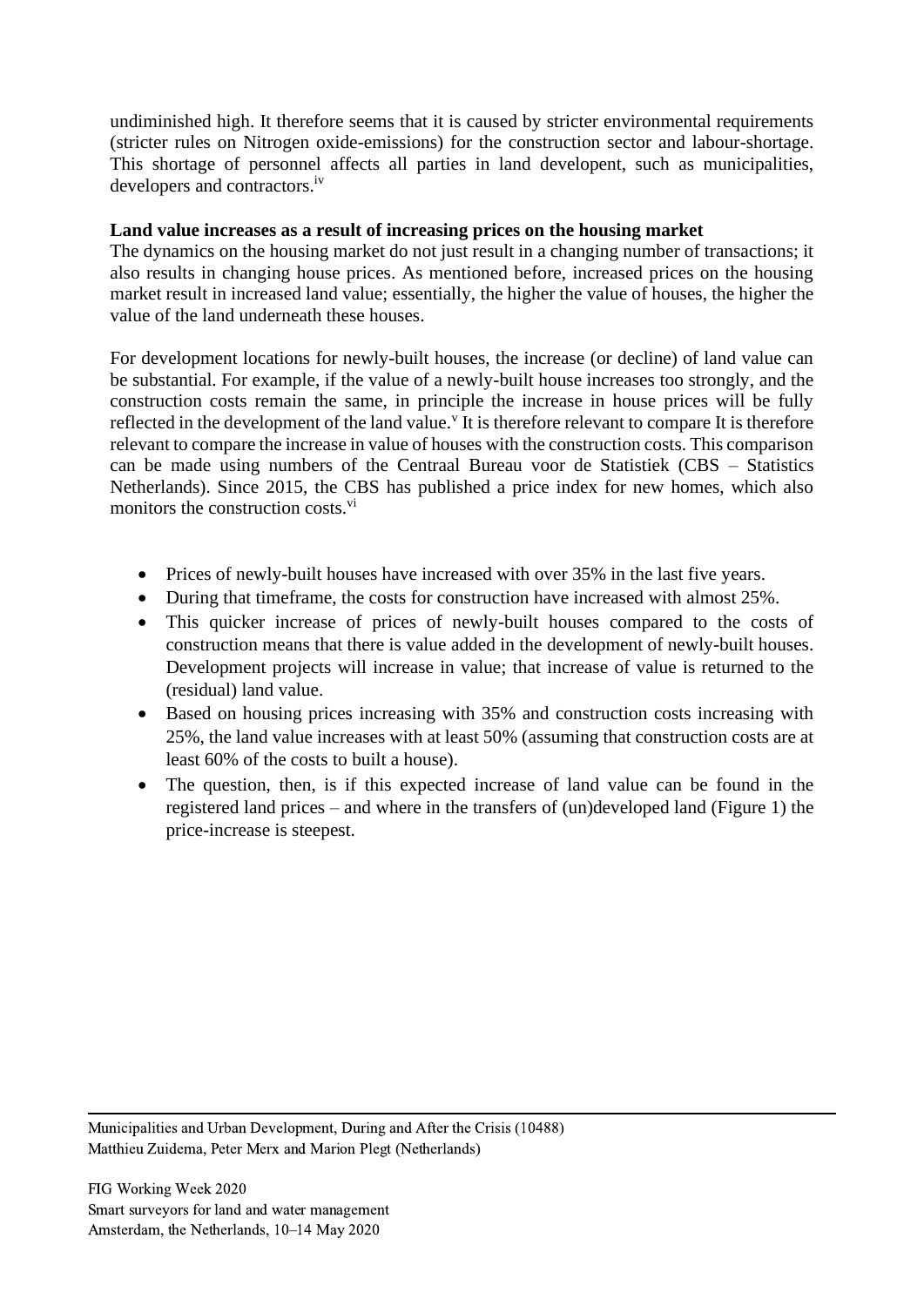undiminished high. It therefore seems that it is caused by stricter environmental requirements (stricter rules on Nitrogen oxide-emissions) for the construction sector and labour-shortage. This shortage of personnel affects all parties in land developent, such as municipalities, developers and contractors.[iv]

**Land value increases as a result of increasing prices on the housing market**

The dynamics on the housing market do not just result in a changing number of transactions; it also results in changing house prices. As mentioned before, increased prices on the housing market result in increased land value; essentially, the higher the value of houses, the higher the value of the land underneath these houses.

For development locations for newly-built houses, the increase (or decline) of land value can be substantial. For example, if the value of a newly-built house increases too strongly, and the construction costs remain the same, in principle the increase in house prices will be fully reflected in the development of the land value.[v] It is therefore relevant to compare It is therefore relevant to compare the increase in value of houses with the construction costs. This comparison can be made using numbers of the Centraal Bureau voor de Statistiek (CBS – Statistics Netherlands). Since 2015, the CBS has published a price index for new homes, which also monitors the construction costs.[vi]

- Prices of newly-built houses have increased with over 35% in the last five years.
- During that timeframe, the costs for construction have increased with almost 25%.
- This quicker increase of prices of newly-built houses compared to the costs of construction means that there is value added in the development of newly-built houses. Development projects will increase in value; that increase of value is returned to the (residual) land value.
- Based on housing prices increasing with 35% and construction costs increasing with 25%, the land value increases with at least 50% (assuming that construction costs are at least 60% of the costs to built a house).
- The question, then, is if this expected increase of land value can be found in the registered land prices – and where in the transfers of (un)developed land (Figure 1) the price-increase is steepest.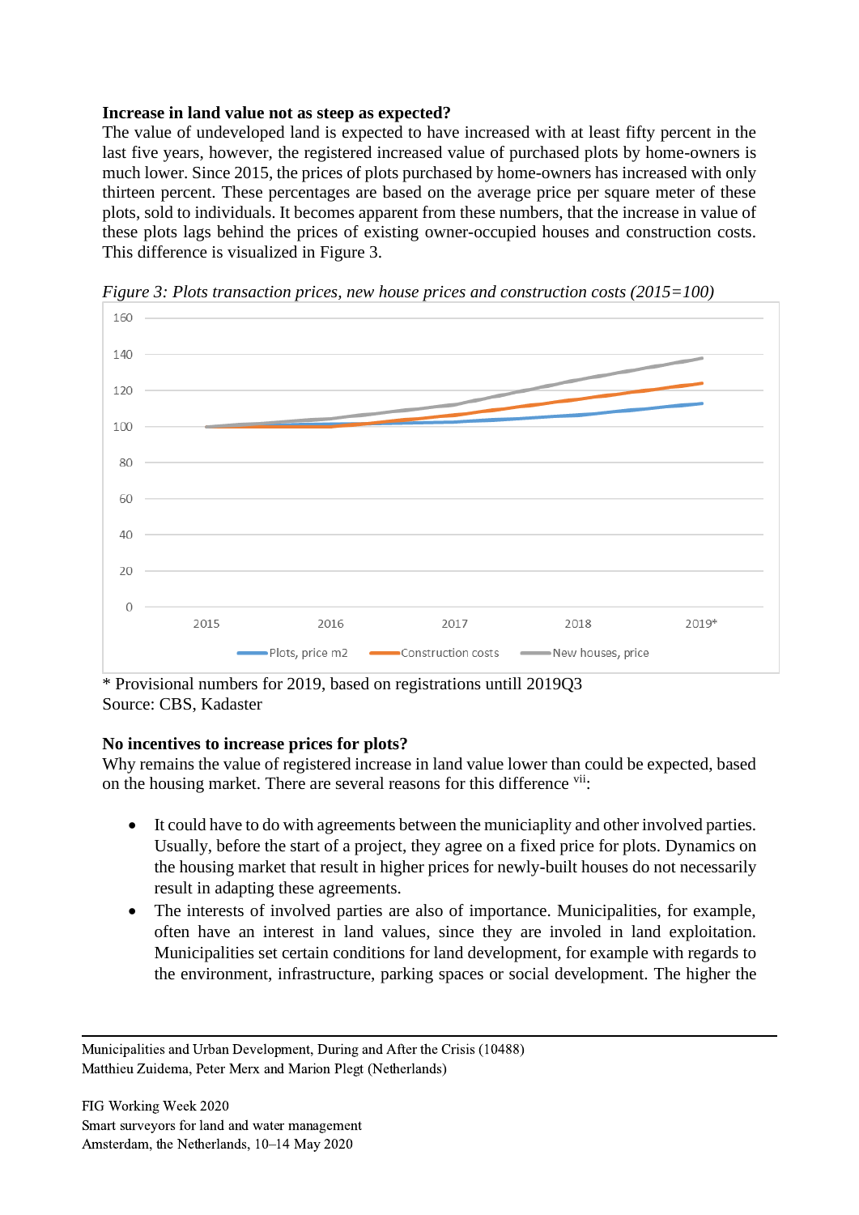**Increase in land value not as steep as expected?**

The value of undeveloped land is expected to have increased with at least fifty percent in the last five years, however, the registered increased value of purchased plots by home-owners is much lower. Since 2015, the prices of plots purchased by home-owners has increased with only thirteen percent. These percentages are based on the average price per square meter of these plots, sold to individuals. It becomes apparent from these numbers, that the increase in value of these plots lags behind the prices of existing owner-occupied houses and construction costs. This difference is visualized in Figure 3.

*Figure 3: Plots transaction prices, new house prices and construction costs (2015=100)*

\* Provisional numbers for 2019, based on registrations untill 2019Q3
Source: CBS, Kadaster

**No incentives to increase prices for plots?**

Why remains the value of registered increase in land value lower than could be expected, based on the housing market. There are several reasons for this difference [vii]:

- It could have to do with agreements between the municiaplity and other involved parties. Usually, before the start of a project, they agree on a fixed price for plots. Dynamics on the housing market that result in higher prices for newly-built houses do not necessarily result in adapting these agreements.
- The interests of involved parties are also of importance. Municipalities, for example, often have an interest in land values, since they are involed in land exploitation. Municipalities set certain conditions for land development, for example with regards to the environment, infrastructure, parking spaces or social development. The higher the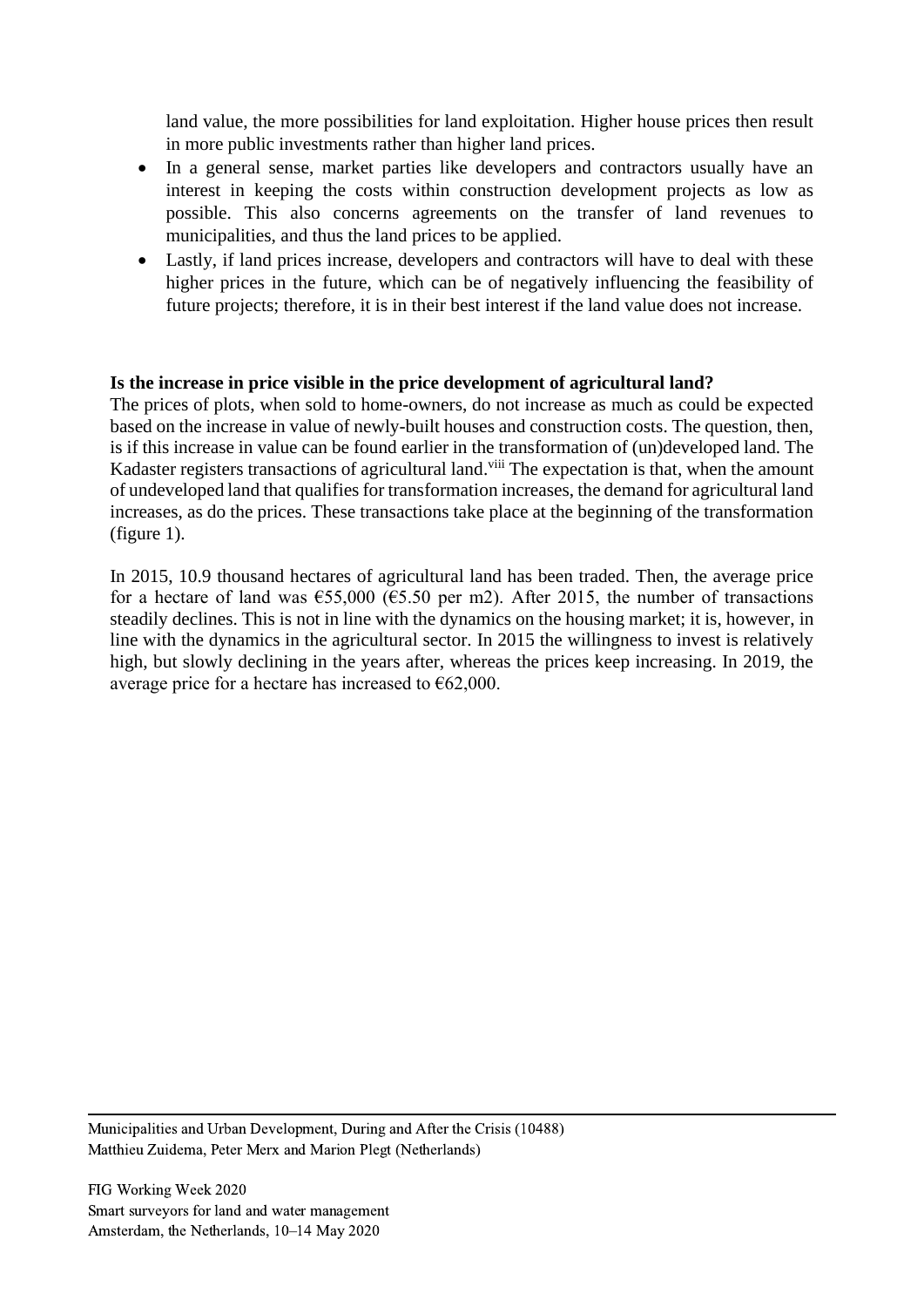land value, the more possibilities for land exploitation. Higher house prices then result in more public investments rather than higher land prices.

- In a general sense, market parties like developers and contractors usually have an interest in keeping the costs within construction development projects as low as possible. This also concerns agreements on the transfer of land revenues to municipalities, and thus the land prices to be applied.
- Lastly, if land prices increase, developers and contractors will have to deal with these higher prices in the future, which can be of negatively influencing the feasibility of future projects; therefore, it is in their best interest if the land value does not increase.

**Is the increase in price visible in the price development of agricultural land?**

The prices of plots, when sold to home-owners, do not increase as much as could be expected based on the increase in value of newly-built houses and construction costs. The question, then, is if this increase in value can be found earlier in the transformation of (un)developed land. The Kadaster registers transactions of agricultural land.[viii] The expectation is that, when the amount of undeveloped land that qualifies for transformation increases, the demand for agricultural land increases, as do the prices. These transactions take place at the beginning of the transformation (figure 1).

In 2015, 10.9 thousand hectares of agricultural land has been traded. Then, the average price for a hectare of land was €55,000 (€5.50 per m2). After 2015, the number of transactions steadily declines. This is not in line with the dynamics on the housing market; it is, however, in line with the dynamics in the agricultural sector. In 2015 the willingness to invest is relatively high, but slowly declining in the years after, whereas the prices keep increasing. In 2019, the average price for a hectare has increased to €62,000.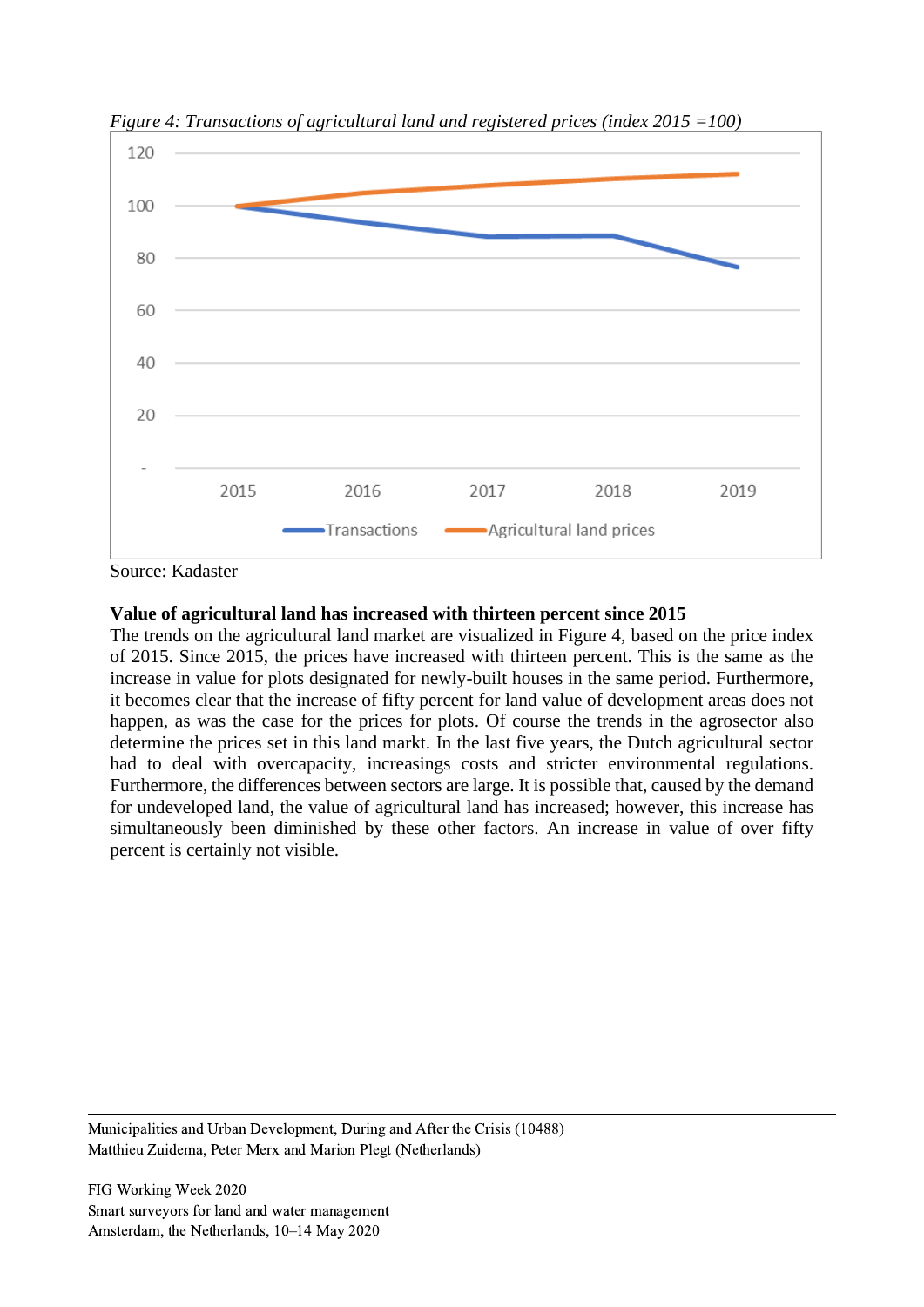*Figure 4: Transactions of agricultural land and registered prices (index 2015 =100)*

Source: Kadaster

**Value of agricultural land has increased with thirteen percent since 2015**

The trends on the agricultural land market are visualized in Figure 4, based on the price index of 2015. Since 2015, the prices have increased with thirteen percent. This is the same as the increase in value for plots designated for newly-built houses in the same period. Furthermore, it becomes clear that the increase of fifty percent for land value of development areas does not happen, as was the case for the prices for plots. Of course the trends in the agrosector also determine the prices set in this land markt. In the last five years, the Dutch agricultural sector had to deal with overcapacity, increasings costs and stricter environmental regulations. Furthermore, the differences between sectors are large. It is possible that, caused by the demand for undeveloped land, the value of agricultural land has increased; however, this increase has simultaneously been diminished by these other factors. An increase in value of over fifty percent is certainly not visible.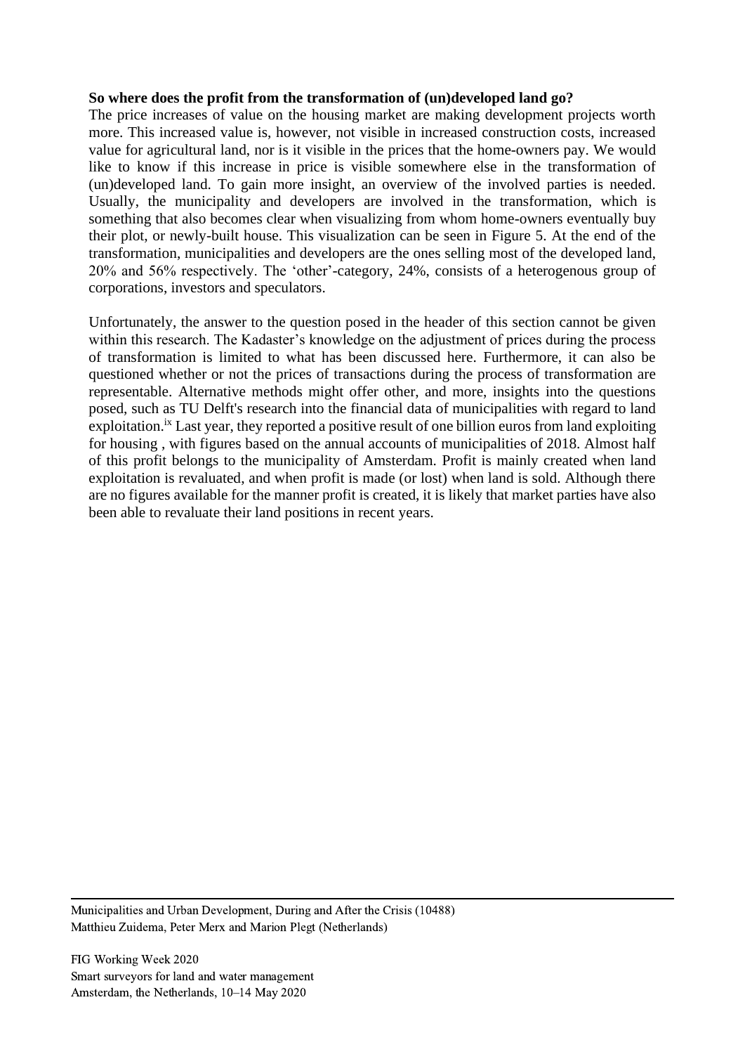**So where does the profit from the transformation of (un)developed land go?**

The price increases of value on the housing market are making development projects worth more. This increased value is, however, not visible in increased construction costs, increased value for agricultural land, nor is it visible in the prices that the home-owners pay. We would like to know if this increase in price is visible somewhere else in the transformation of (un)developed land. To gain more insight, an overview of the involved parties is needed. Usually, the municipality and developers are involved in the transformation, which is something that also becomes clear when visualizing from whom home-owners eventually buy their plot, or newly-built house. This visualization can be seen in Figure 5. At the end of the transformation, municipalities and developers are the ones selling most of the developed land, 20% and 56% respectively. The 'other'-category, 24%, consists of a heterogenous group of corporations, investors and speculators.

Unfortunately, the answer to the question posed in the header of this section cannot be given within this research. The Kadaster's knowledge on the adjustment of prices during the process of transformation is limited to what has been discussed here. Furthermore, it can also be questioned whether or not the prices of transactions during the process of transformation are representable. Alternative methods might offer other, and more, insights into the questions posed, such as TU Delft's research into the financial data of municipalities with regard to land exploitation.[ix] Last year, they reported a positive result of one billion euros from land exploiting for housing , with figures based on the annual accounts of municipalities of 2018. Almost half of this profit belongs to the municipality of Amsterdam. Profit is mainly created when land exploitation is revaluated, and when profit is made (or lost) when land is sold. Although there are no figures available for the manner profit is created, it is likely that market parties have also been able to revaluate their land positions in recent years.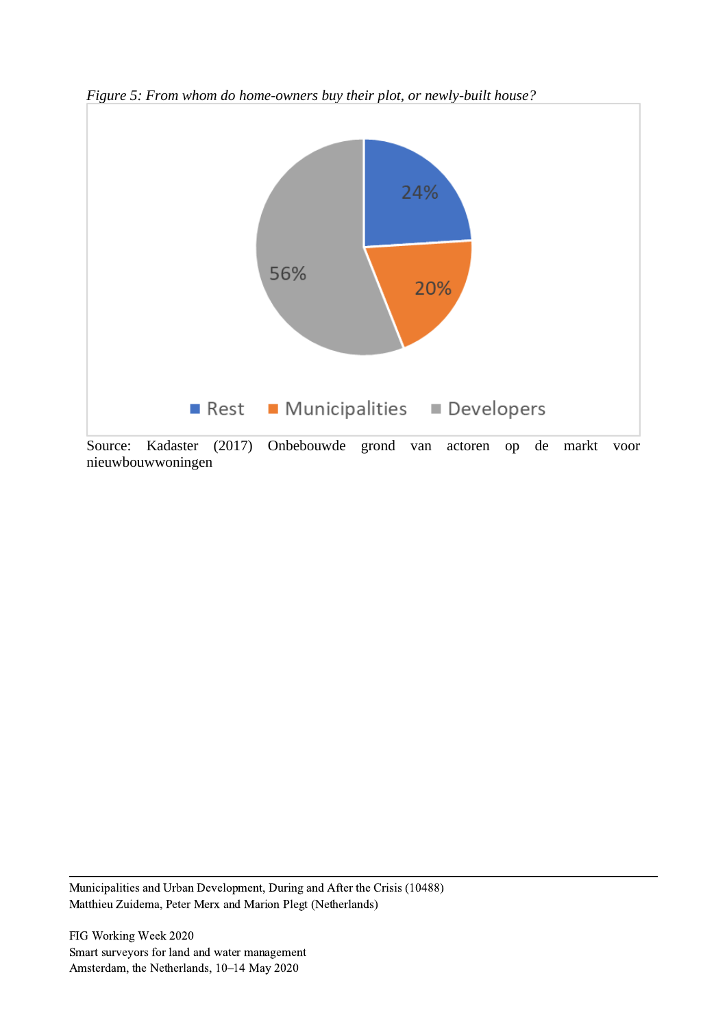*Figure 5: From whom do home-owners buy their plot, or newly-built house?*

Source: Kadaster (2017) Onbebouwde grond van actoren op de markt voor nieuwbouwwoningen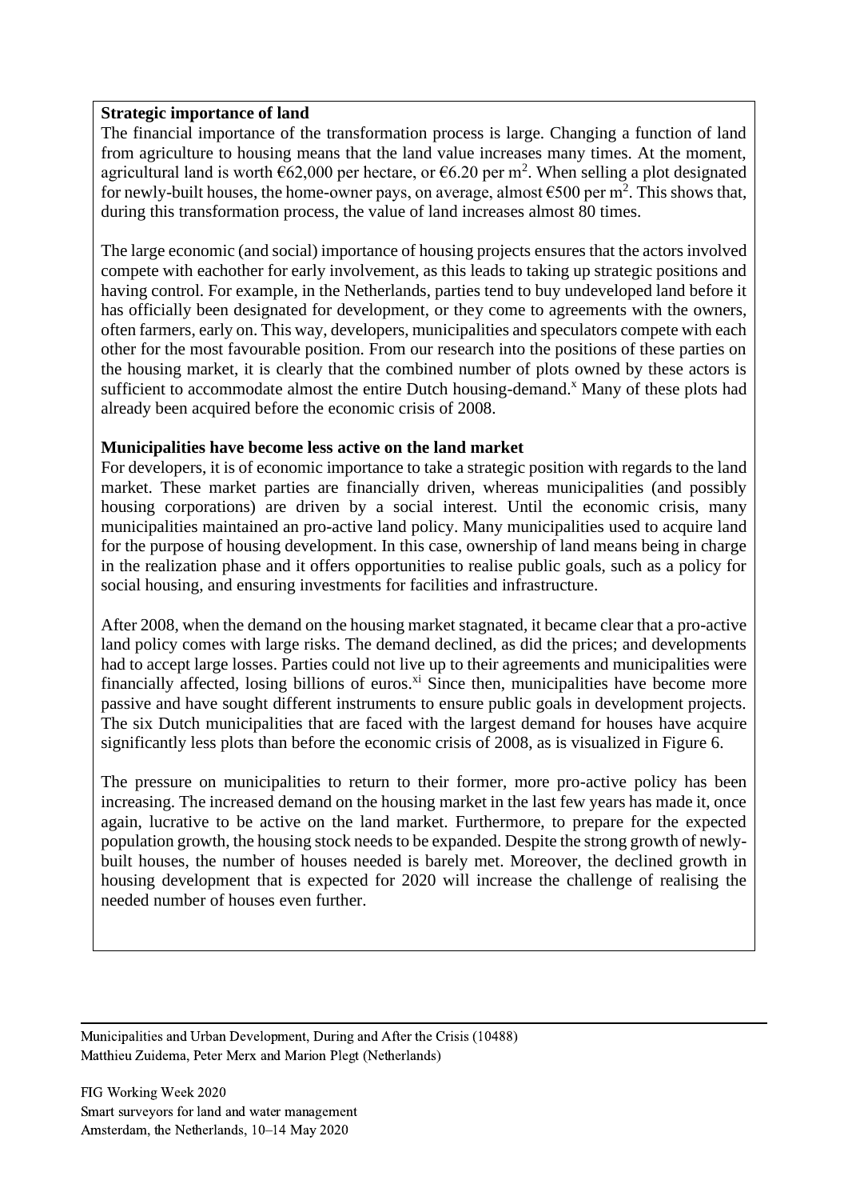**Strategic importance of land**

The financial importance of the transformation process is large. Changing a function of land from agriculture to housing means that the land value increases many times. At the moment, agricultural land is worth €62,000 per hectare, or €6.20 per m$^2$. When selling a plot designated for newly-built houses, the home-owner pays, on average, almost €500 per m$^2$. This shows that, during this transformation process, the value of land increases almost 80 times.

The large economic (and social) importance of housing projects ensures that the actors involved compete with eachother for early involvement, as this leads to taking up strategic positions and having control. For example, in the Netherlands, parties tend to buy undeveloped land before it has officially been designated for development, or they come to agreements with the owners, often farmers, early on. This way, developers, municipalities and speculators compete with each other for the most favourable position. From our research into the positions of these parties on the housing market, it is clearly that the combined number of plots owned by these actors is sufficient to accommodate almost the entire Dutch housing-demand.[x] Many of these plots had already been acquired before the economic crisis of 2008.

**Municipalities have become less active on the land market**

For developers, it is of economic importance to take a strategic position with regards to the land market. These market parties are financially driven, whereas municipalities (and possibly housing corporations) are driven by a social interest. Until the economic crisis, many municipalities maintained an pro-active land policy. Many municipalities used to acquire land for the purpose of housing development. In this case, ownership of land means being in charge in the realization phase and it offers opportunities to realise public goals, such as a policy for social housing, and ensuring investments for facilities and infrastructure.

After 2008, when the demand on the housing market stagnated, it became clear that a pro-active land policy comes with large risks. The demand declined, as did the prices; and developments had to accept large losses. Parties could not live up to their agreements and municipalities were financially affected, losing billions of euros.[xi] Since then, municipalities have become more passive and have sought different instruments to ensure public goals in development projects. The six Dutch municipalities that are faced with the largest demand for houses have acquire significantly less plots than before the economic crisis of 2008, as is visualized in Figure 6.

The pressure on municipalities to return to their former, more pro-active policy has been increasing. The increased demand on the housing market in the last few years has made it, once again, lucrative to be active on the land market. Furthermore, to prepare for the expected population growth, the housing stock needs to be expanded. Despite the strong growth of newly-built houses, the number of houses needed is barely met. Moreover, the declined growth in housing development that is expected for 2020 will increase the challenge of realising the needed number of houses even further.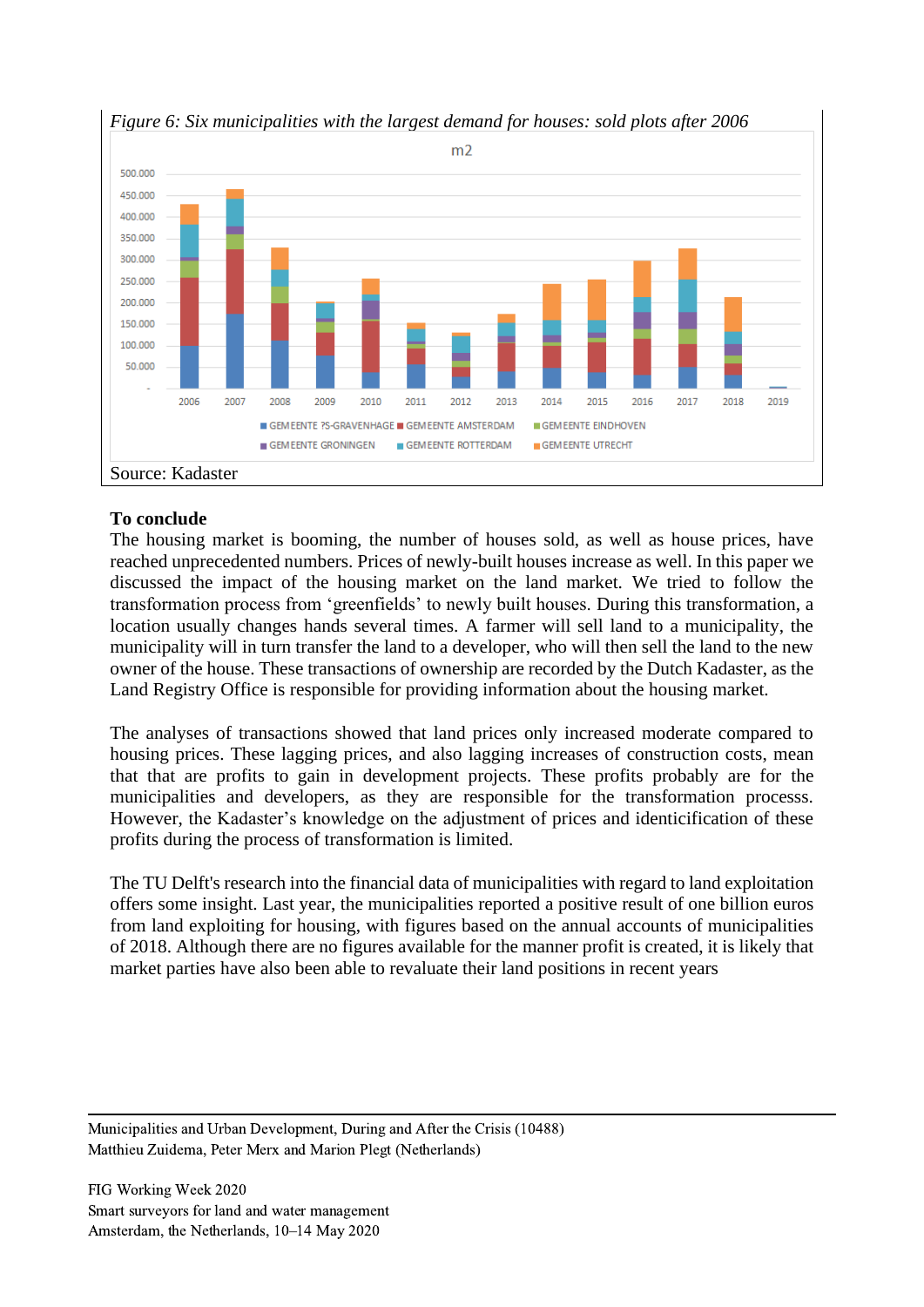*Figure 6: Six municipalities with the largest demand for houses: sold plots after 2006*

Source: Kadaster

**To conclude**

The housing market is booming, the number of houses sold, as well as house prices, have reached unprecedented numbers. Prices of newly-built houses increase as well. In this paper we discussed the impact of the housing market on the land market. We tried to follow the transformation process from 'greenfields' to newly built houses. During this transformation, a location usually changes hands several times. A farmer will sell land to a municipality, the municipality will in turn transfer the land to a developer, who will then sell the land to the new owner of the house. These transactions of ownership are recorded by the Dutch Kadaster, as the Land Registry Office is responsible for providing information about the housing market.

The analyses of transactions showed that land prices only increased moderate compared to housing prices. These lagging prices, and also lagging increases of construction costs, mean that that are profits to gain in development projects. These profits probably are for the municipalities and developers, as they are responsible for the transformation processs. However, the Kadaster's knowledge on the adjustment of prices and identicification of these profits during the process of transformation is limited.

The TU Delft's research into the financial data of municipalities with regard to land exploitation offers some insight. Last year, the municipalities reported a positive result of one billion euros from land exploiting for housing, with figures based on the annual accounts of municipalities of 2018. Although there are no figures available for the manner profit is created, it is likely that market parties have also been able to revaluate their land positions in recent years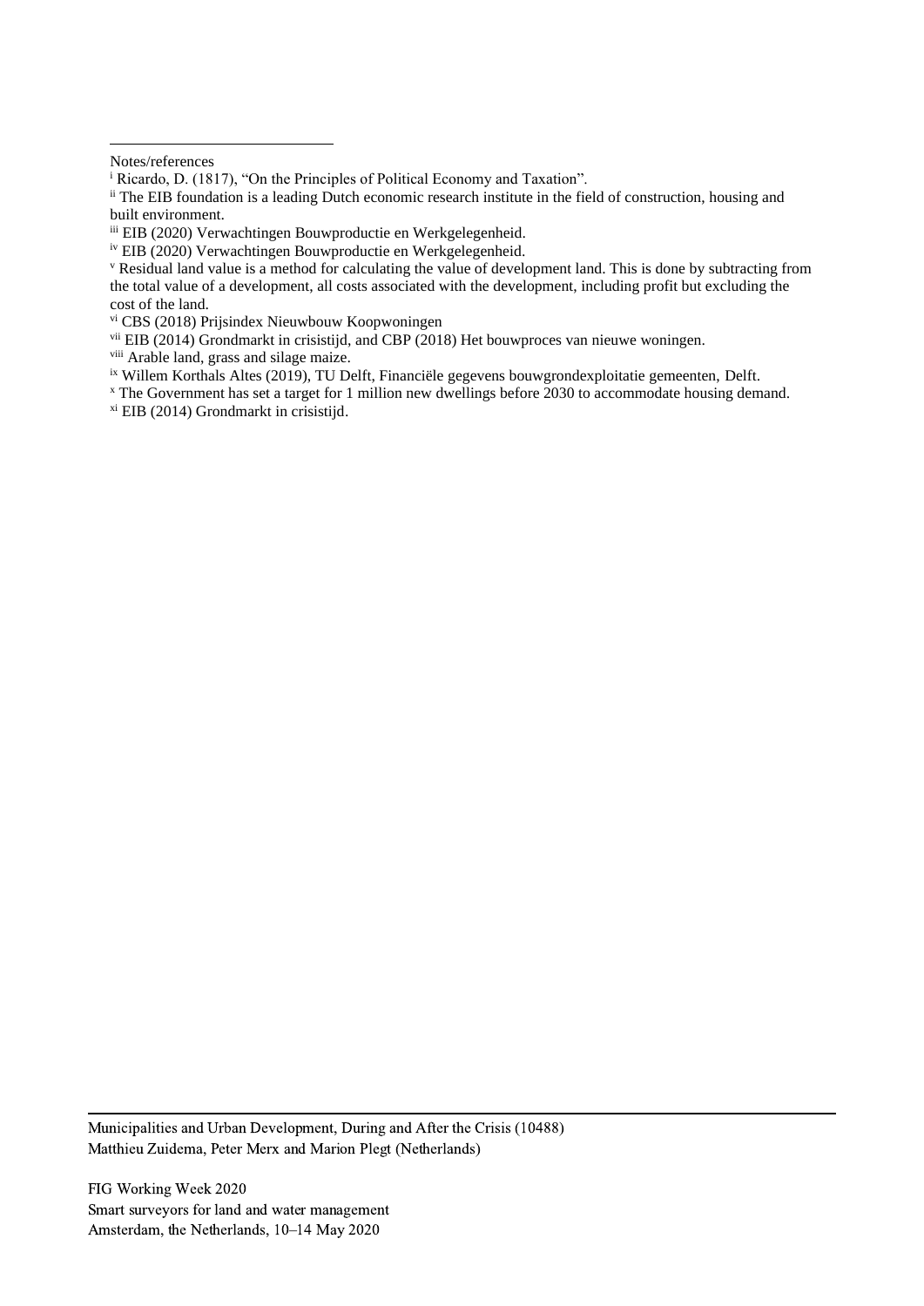Notes/references

[i] Ricardo, D. (1817), "On the Principles of Political Economy and Taxation".

[ii] The EIB foundation is a leading Dutch economic research institute in the field of construction, housing and built environment.

[iii] EIB (2020) Verwachtingen Bouwproductie en Werkgelegenheid.

[iv] EIB (2020) Verwachtingen Bouwproductie en Werkgelegenheid.

[v] Residual land value is a method for calculating the value of development land. This is done by subtracting from the total value of a development, all costs associated with the development, including profit but excluding the cost of the land.

[vi] CBS (2018) Prijsindex Nieuwbouw Koopwoningen

[vii] EIB (2014) Grondmarkt in crisistijd, and CBP (2018) Het bouwproces van nieuwe woningen.

[viii] Arable land, grass and silage maize.

[ix] Willem Korthals Altes (2019), TU Delft, Financiële gegevens bouwgrondexploitatie gemeenten, Delft.

[x] The Government has set a target for 1 million new dwellings before 2030 to accommodate housing demand.

[xi] EIB (2014) Grondmarkt in crisistijd.